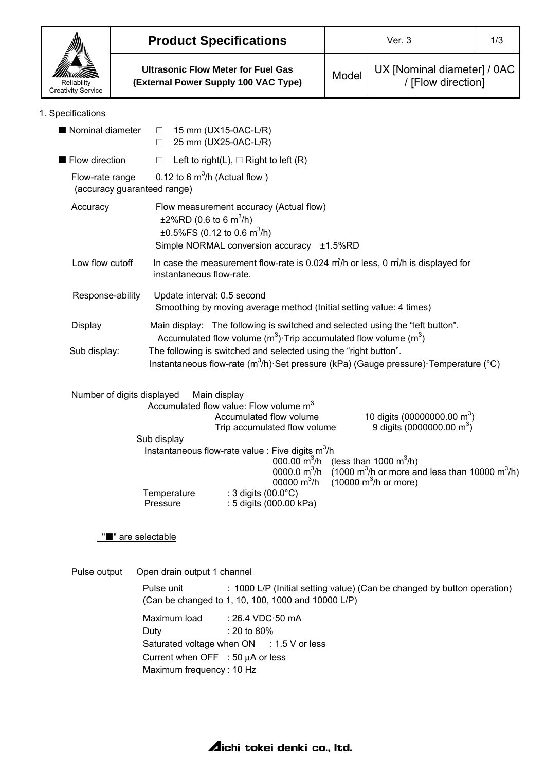| Product Specifications | Ver. 3 | |
|---|---|---|
| Ultrasonic Flow Meter for Fuel Gas (External Power Supply 100 VAC Type) | Model | UX [Nominal diameter] / 0AC / [Flow direction] |

Reliability Creativity Service

1. Specifications

■ Nominal diameter □ 15 mm (UX15-0AC-L/R)
□ 25 mm (UX25-0AC-L/R)

■ Flow direction □ Left to right(L), □ Right to left (R)

Flow-rate range (accuracy guaranteed range) 0.12 to 6 $m^3$/h (Actual flow )

Accuracy Flow measurement accuracy (Actual flow)
±2%RD (0.6 to 6 $m^3$/h)
±0.5%FS (0.12 to 0.6 $m^3$/h)
Simple NORMAL conversion accuracy ±1.5%RD

Low flow cutoff In case the measurement flow-rate is 0.024 $m^3$/h or less, 0 $m^3$/h is displayed for instantaneous flow-rate.

Response-ability Update interval: 0.5 second
Smoothing by moving average method (Initial setting value: 4 times)

Display Main display: The following is switched and selected using the "left button".
Accumulated flow volume ($m^3$)·Trip accumulated flow volume ($m^3$)

Sub display: The following is switched and selected using the "right button".
Instantaneous flow-rate ($m^3$/h)·Set pressure (kPa) (Gauge pressure)·Temperature (°C)

Number of digits displayed Main display
Accumulated flow value: Flow volume $m^3$
Accumulated flow volume 10 digits (00000000.00 $m^3$)
Trip accumulated flow volume 9 digits (0000000.00 $m^3$)

Sub display
Instantaneous flow-rate value : Five digits $m^3$/h
000.00 $m^3$/h (less than 1000 $m^3$/h)
0000.0 $m^3$/h (1000 $m^3$/h or more and less than 10000 $m^3$/h)
00000 $m^3$/h (10000 $m^3$/h or more)
Temperature : 3 digits (00.0°C)
Pressure : 5 digits (000.00 kPa)

"■" are selectable

Pulse output Open drain output 1 channel

Pulse unit : 1000 L/P (Initial setting value) (Can be changed by button operation)
(Can be changed to 1, 10, 100, 1000 and 10000 L/P)

Maximum load : 26.4 VDC·50 mA
Duty : 20 to 80%
Saturated voltage when ON : 1.5 V or less
Current when OFF : 50 μA or less
Maximum frequency : 10 Hz

Aichi tokei denki co., ltd.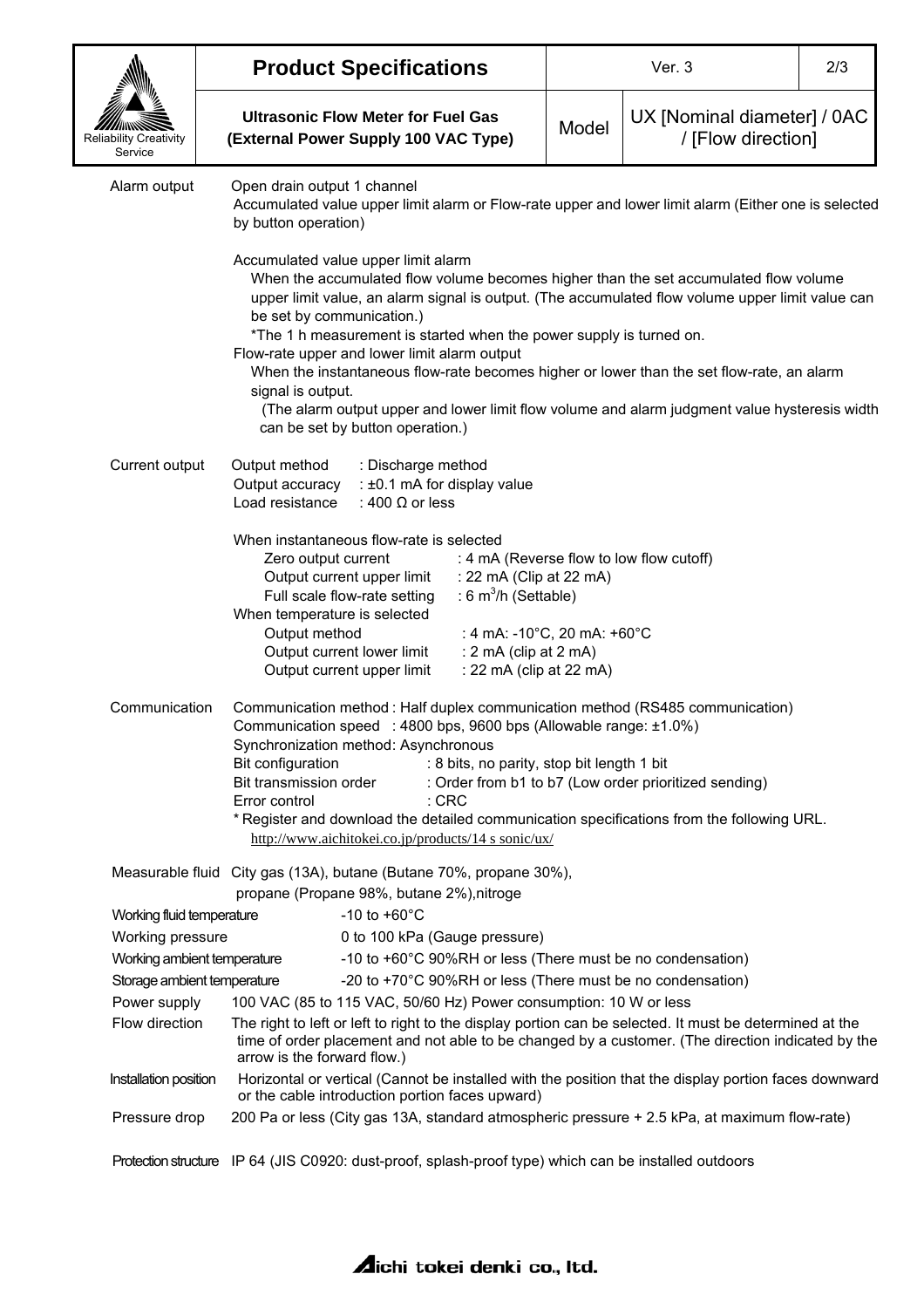| Product Specifications | Ver. 3 | |
|---|---|---|
| Ultrasonic Flow Meter for Fuel Gas (External Power Supply 100 VAC Type) | Model | UX [Nominal diameter] / 0AC / [Flow direction] |

**Alarm output**

Open drain output 1 channel

Accumulated value upper limit alarm or Flow-rate upper and lower limit alarm (Either one is selected by button operation)

Accumulated value upper limit alarm

When the accumulated flow volume becomes higher than the set accumulated flow volume upper limit value, an alarm signal is output. (The accumulated flow volume upper limit value can be set by communication.)

*The 1 h measurement is started when the power supply is turned on.

Flow-rate upper and lower limit alarm output

When the instantaneous flow-rate becomes higher or lower than the set flow-rate, an alarm signal is output.

(The alarm output upper and lower limit flow volume and alarm judgment value hysteresis width can be set by button operation.)

**Current output**

Output method : Discharge method
Output accuracy : ±0.1 mA for display value
Load resistance : 400 Ω or less

When instantaneous flow-rate is selected

- Zero output current : 4 mA (Reverse flow to low flow cutoff)
- Output current upper limit : 22 mA (Clip at 22 mA)
- Full scale flow-rate setting : 6 $m^3$/h (Settable)

When temperature is selected

- Output method : 4 mA: -10°C, 20 mA: +60°C
- Output current lower limit : 2 mA (clip at 2 mA)
- Output current upper limit : 22 mA (clip at 22 mA)

**Communication**

Communication method : Half duplex communication method (RS485 communication)
Communication speed : 4800 bps, 9600 bps (Allowable range: ±1.0%)
Synchronization method: Asynchronous
Bit configuration : 8 bits, no parity, stop bit length 1 bit
Bit transmission order : Order from b1 to b7 (Low order prioritized sending)
Error control : CRC

* Register and download the detailed communication specifications from the following URL.
http://www.aichitokei.co.jp/products/14 s sonic/ux/

| | |
|---|---|
| Measurable fluid | City gas (13A), butane (Butane 70%, propane 30%), propane (Propane 98%, butane 2%),nitroge |
| Working fluid temperature | -10 to +60°C |
| Working pressure | 0 to 100 kPa (Gauge pressure) |
| Working ambient temperature | -10 to +60°C 90%RH or less (There must be no condensation) |
| Storage ambient temperature | -20 to +70°C 90%RH or less (There must be no condensation) |
| Power supply | 100 VAC (85 to 115 VAC, 50/60 Hz) Power consumption: 10 W or less |
| Flow direction | The right to left or left to right to the display portion can be selected. It must be determined at the time of order placement and not able to be changed by a customer. (The direction indicated by the arrow is the forward flow.) |
| Installation position | Horizontal or vertical (Cannot be installed with the position that the display portion faces downward or the cable introduction portion faces upward) |
| Pressure drop | 200 Pa or less (City gas 13A, standard atmospheric pressure + 2.5 kPa, at maximum flow-rate) |
| Protection structure | IP 64 (JIS C0920: dust-proof, splash-proof type) which can be installed outdoors |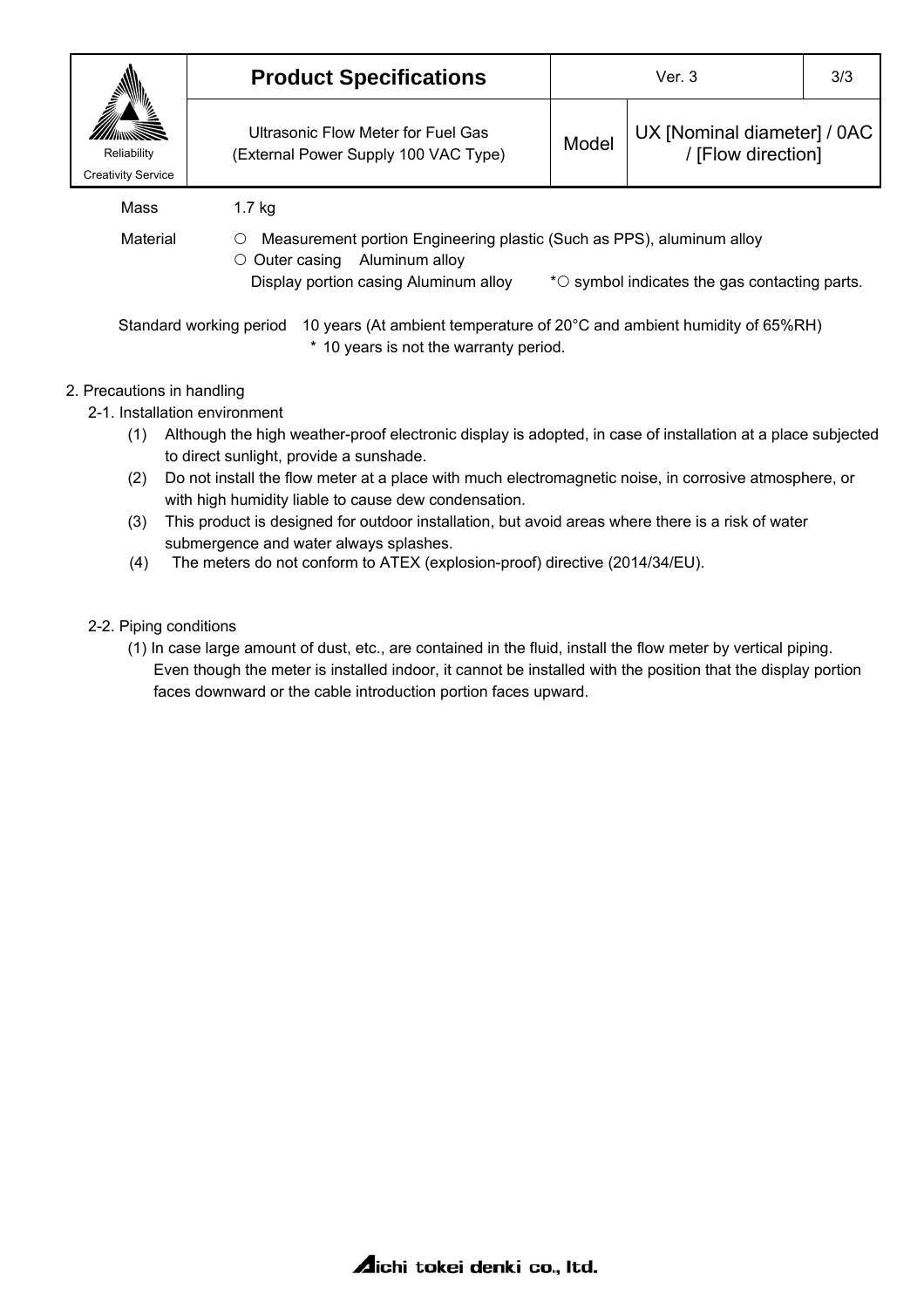Mass 1.7 kg

Material ○ Measurement portion Engineering plastic (Such as PPS), aluminum alloy
○ Outer casing Aluminum alloy
Display portion casing Aluminum alloy *○ symbol indicates the gas contacting parts.

Standard working period 10 years (At ambient temperature of 20°C and ambient humidity of 65%RH)
\* 10 years is not the warranty period.

2. Precautions in handling

2-1. Installation environment

(1) Although the high weather-proof electronic display is adopted, in case of installation at a place subjected to direct sunlight, provide a sunshade.

(2) Do not install the flow meter at a place with much electromagnetic noise, in corrosive atmosphere, or with high humidity liable to cause dew condensation.

(3) This product is designed for outdoor installation, but avoid areas where there is a risk of water submergence and water always splashes.

(4) The meters do not conform to ATEX (explosion-proof) directive (2014/34/EU).

2-2. Piping conditions

(1) In case large amount of dust, etc., are contained in the fluid, install the flow meter by vertical piping. Even though the meter is installed indoor, it cannot be installed with the position that the display portion faces downward or the cable introduction portion faces upward.